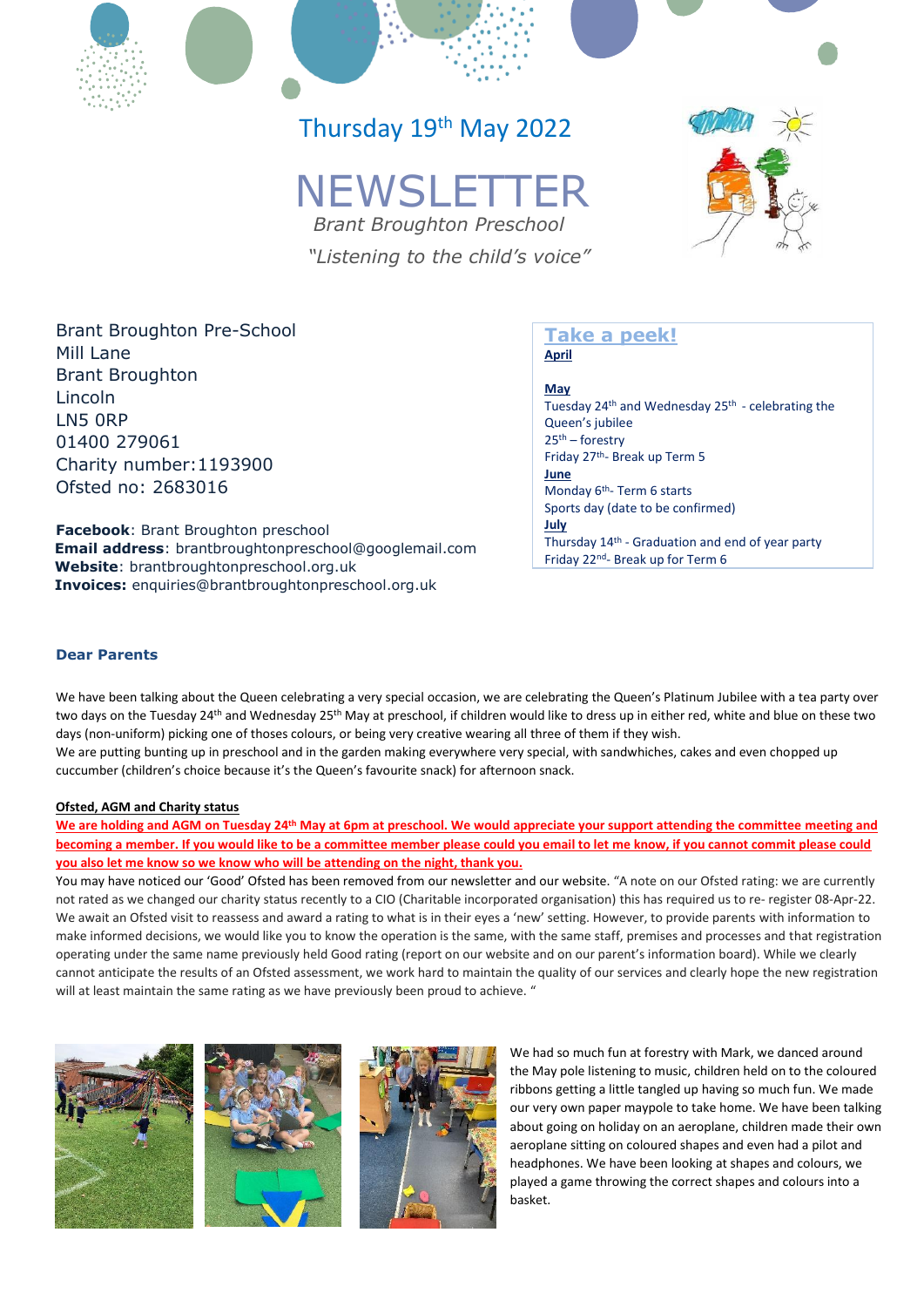Thursday 19th May 2022

# NEWSLETTER

*Brant Broughton Preschool*

*"Listening to the child's voice"*

Brant Broughton Pre-School
Mill Lane
Brant Broughton
Lincoln
LN5 0RP
01400 279061
Charity number:1193900
Ofsted no: 2683016

**Facebook**: Brant Broughton preschool
**Email address**: brantbroughtonpreschool@googlemail.com
**Website**: brantbroughtonpreschool.org.uk
**Invoices:** enquiries@brantbroughtonpreschool.org.uk

## Take a peek!

**April**

**May**
Tuesday 24th and Wednesday 25th - celebrating the Queen's jubilee
25th – forestry
Friday 27th- Break up Term 5

**June**
Monday 6th- Term 6 starts
Sports day (date to be confirmed)

**July**
Thursday 14th - Graduation and end of year party
Friday 22nd- Break up for Term 6

### Dear Parents

We have been talking about the Queen celebrating a very special occasion, we are celebrating the Queen's Platinum Jubilee with a tea party over two days on the Tuesday 24th and Wednesday 25th May at preschool, if children would like to dress up in either red, white and blue on these two days (non-uniform) picking one of thoses colours, or being very creative wearing all three of them if they wish.
We are putting bunting up in preschool and in the garden making everywhere very special, with sandwhiches, cakes and even chopped up cuccumber (children's choice because it's the Queen's favourite snack) for afternoon snack.

**Ofsted, AGM and Charity status**

**We are holding and AGM on Tuesday 24th May at 6pm at preschool. We would appreciate your support attending the committee meeting and becoming a member. If you would like to be a committee member please could you email to let me know, if you cannot commit please could you also let me know so we know who will be attending on the night, thank you.**

You may have noticed our 'Good' Ofsted has been removed from our newsletter and our website. "A note on our Ofsted rating: we are currently not rated as we changed our charity status recently to a CIO (Charitable incorporated organisation) this has required us to re- register 08-Apr-22. We await an Ofsted visit to reassess and award a rating to what is in their eyes a 'new' setting. However, to provide parents with information to make informed decisions, we would like you to know the operation is the same, with the same staff, premises and processes and that registration operating under the same name previously held Good rating (report on our website and on our parent's information board). While we clearly cannot anticipate the results of an Ofsted assessment, we work hard to maintain the quality of our services and clearly hope the new registration will at least maintain the same rating as we have previously been proud to achieve. "

We had so much fun at forestry with Mark, we danced around the May pole listening to music, children held on to the coloured ribbons getting a little tangled up having so much fun. We made our very own paper maypole to take home. We have been talking about going on holiday on an aeroplane, children made their own aeroplane sitting on coloured shapes and even had a pilot and headphones. We have been looking at shapes and colours, we played a game throwing the correct shapes and colours into a basket.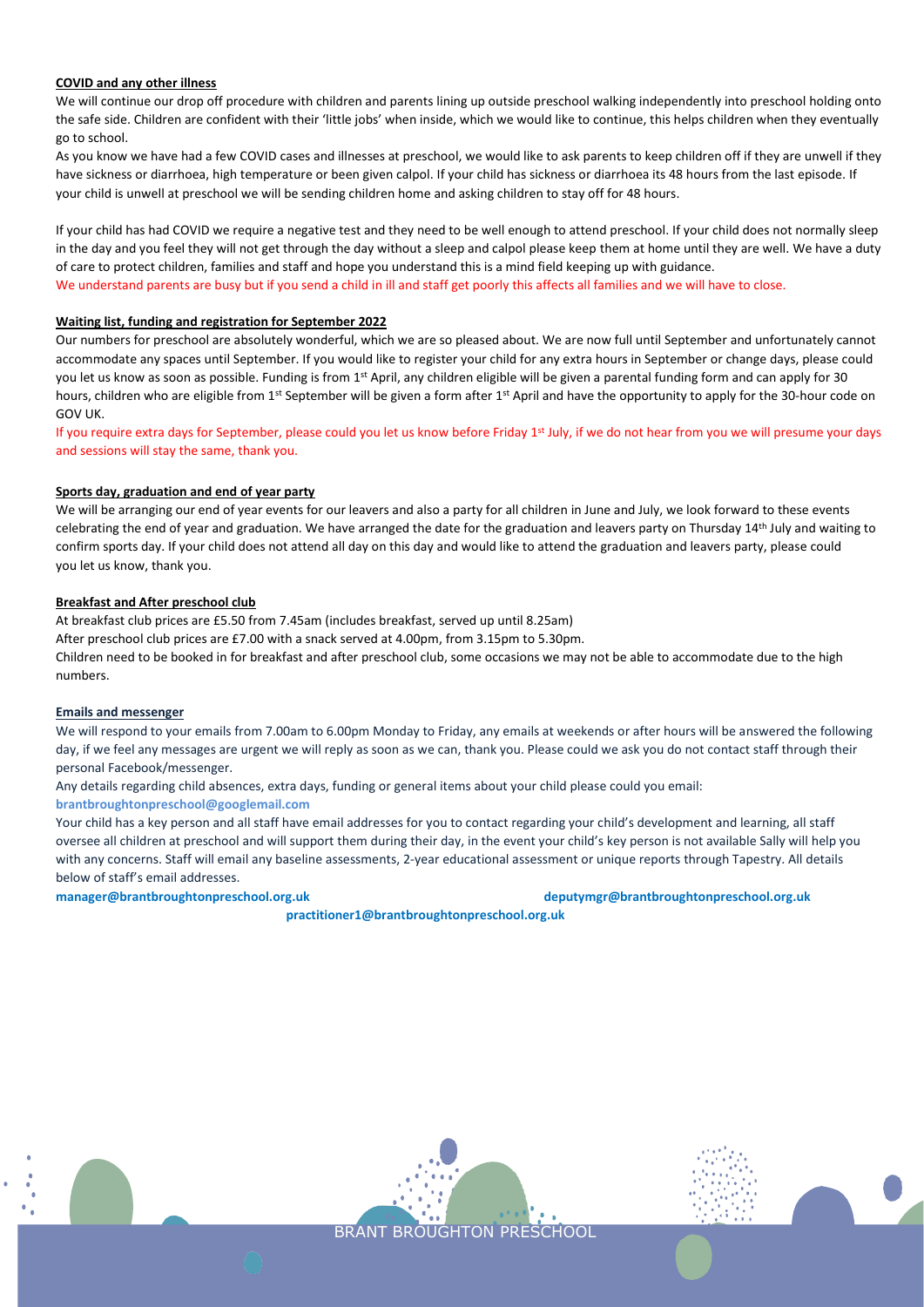**COVID and any other illness**

We will continue our drop off procedure with children and parents lining up outside preschool walking independently into preschool holding onto the safe side. Children are confident with their 'little jobs' when inside, which we would like to continue, this helps children when they eventually go to school.

As you know we have had a few COVID cases and illnesses at preschool, we would like to ask parents to keep children off if they are unwell if they have sickness or diarrhoea, high temperature or been given calpol. If your child has sickness or diarrhoea its 48 hours from the last episode. If your child is unwell at preschool we will be sending children home and asking children to stay off for 48 hours.

If your child has had COVID we require a negative test and they need to be well enough to attend preschool. If your child does not normally sleep in the day and you feel they will not get through the day without a sleep and calpol please keep them at home until they are well. We have a duty of care to protect children, families and staff and hope you understand this is a mind field keeping up with guidance.

We understand parents are busy but if you send a child in ill and staff get poorly this affects all families and we will have to close.

**Waiting list, funding and registration for September 2022**

Our numbers for preschool are absolutely wonderful, which we are so pleased about. We are now full until September and unfortunately cannot accommodate any spaces until September. If you would like to register your child for any extra hours in September or change days, please could you let us know as soon as possible. Funding is from 1st April, any children eligible will be given a parental funding form and can apply for 30 hours, children who are eligible from 1st September will be given a form after 1st April and have the opportunity to apply for the 30-hour code on GOV UK.

If you require extra days for September, please could you let us know before Friday 1st July, if we do not hear from you we will presume your days and sessions will stay the same, thank you.

**Sports day, graduation and end of year party**

We will be arranging our end of year events for our leavers and also a party for all children in June and July, we look forward to these events celebrating the end of year and graduation. We have arranged the date for the graduation and leavers party on Thursday 14th July and waiting to confirm sports day. If your child does not attend all day on this day and would like to attend the graduation and leavers party, please could you let us know, thank you.

**Breakfast and After preschool club**

At breakfast club prices are £5.50 from 7.45am (includes breakfast, served up until 8.25am)

After preschool club prices are £7.00 with a snack served at 4.00pm, from 3.15pm to 5.30pm.

Children need to be booked in for breakfast and after preschool club, some occasions we may not be able to accommodate due to the high numbers.

**Emails and messenger**

We will respond to your emails from 7.00am to 6.00pm Monday to Friday, any emails at weekends or after hours will be answered the following day, if we feel any messages are urgent we will reply as soon as we can, thank you. Please could we ask you do not contact staff through their personal Facebook/messenger.

Any details regarding child absences, extra days, funding or general items about your child please could you email:

**brantbroughtonpreschool@googlemail.com**

Your child has a key person and all staff have email addresses for you to contact regarding your child's development and learning, all staff oversee all children at preschool and will support them during their day, in the event your child's key person is not available Sally will help you with any concerns. Staff will email any baseline assessments, 2-year educational assessment or unique reports through Tapestry. All details below of staff's email addresses.

**manager@brantbroughtonpreschool.org.uk**

**deputymgr@brantbroughtonpreschool.org.uk**

**practitioner1@brantbroughtonpreschool.org.uk**